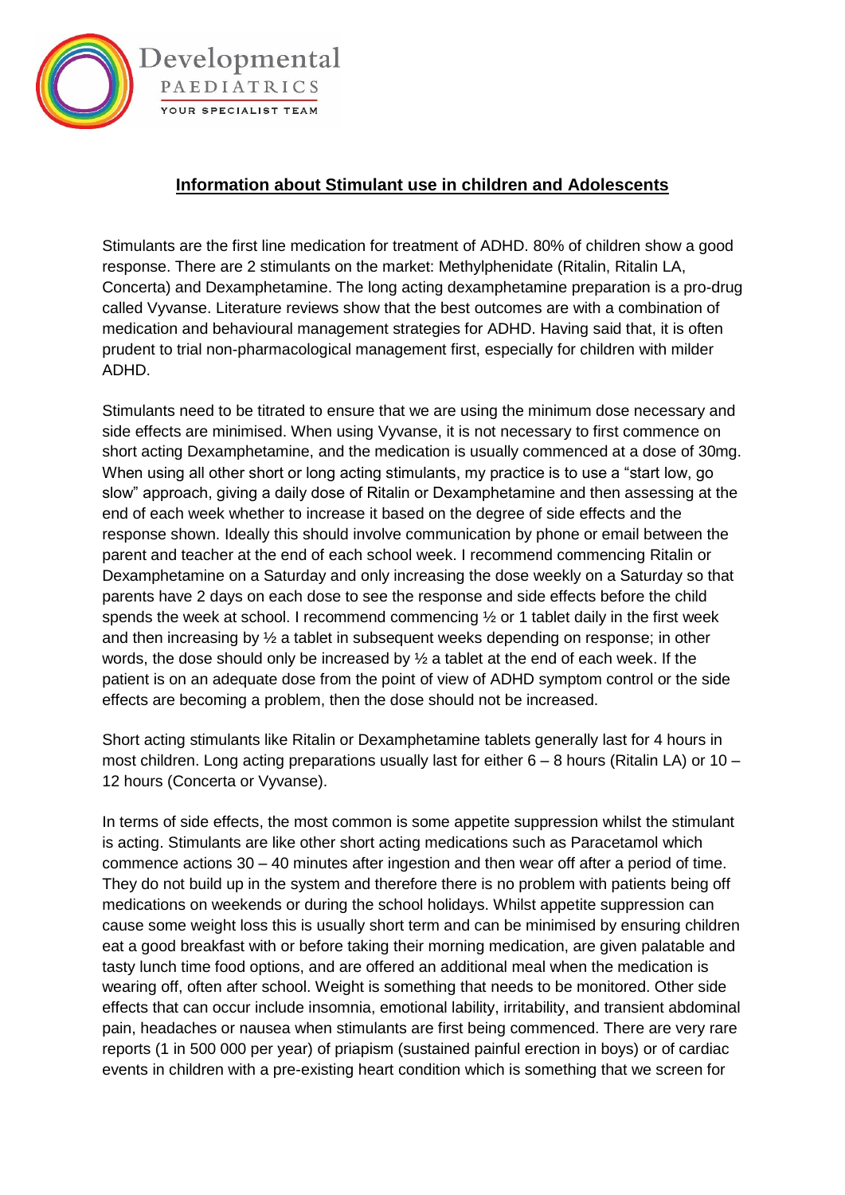# Information about Stimulant use in children and Adolescents

Stimulants are the first line medication for treatment of ADHD. 80% of children show a good response. There are 2 stimulants on the market: Methylphenidate (Ritalin, Ritalin LA, Concerta) and Dexamphetamine. The long acting dexamphetamine preparation is a pro-drug called Vyvanse. Literature reviews show that the best outcomes are with a combination of medication and behavioural management strategies for ADHD. Having said that, it is often prudent to trial non-pharmacological management first, especially for children with milder ADHD.

Stimulants need to be titrated to ensure that we are using the minimum dose necessary and side effects are minimised. When using Vyvanse, it is not necessary to first commence on short acting Dexamphetamine, and the medication is usually commenced at a dose of 30mg. When using all other short or long acting stimulants, my practice is to use a "start low, go slow" approach, giving a daily dose of Ritalin or Dexamphetamine and then assessing at the end of each week whether to increase it based on the degree of side effects and the response shown. Ideally this should involve communication by phone or email between the parent and teacher at the end of each school week. I recommend commencing Ritalin or Dexamphetamine on a Saturday and only increasing the dose weekly on a Saturday so that parents have 2 days on each dose to see the response and side effects before the child spends the week at school. I recommend commencing ½ or 1 tablet daily in the first week and then increasing by ½ a tablet in subsequent weeks depending on response; in other words, the dose should only be increased by ½ a tablet at the end of each week. If the patient is on an adequate dose from the point of view of ADHD symptom control or the side effects are becoming a problem, then the dose should not be increased.

Short acting stimulants like Ritalin or Dexamphetamine tablets generally last for 4 hours in most children. Long acting preparations usually last for either 6 – 8 hours (Ritalin LA) or 10 – 12 hours (Concerta or Vyvanse).

In terms of side effects, the most common is some appetite suppression whilst the stimulant is acting. Stimulants are like other short acting medications such as Paracetamol which commence actions 30 – 40 minutes after ingestion and then wear off after a period of time. They do not build up in the system and therefore there is no problem with patients being off medications on weekends or during the school holidays. Whilst appetite suppression can cause some weight loss this is usually short term and can be minimised by ensuring children eat a good breakfast with or before taking their morning medication, are given palatable and tasty lunch time food options, and are offered an additional meal when the medication is wearing off, often after school. Weight is something that needs to be monitored. Other side effects that can occur include insomnia, emotional lability, irritability, and transient abdominal pain, headaches or nausea when stimulants are first being commenced. There are very rare reports (1 in 500 000 per year) of priapism (sustained painful erection in boys) or of cardiac events in children with a pre-existing heart condition which is something that we screen for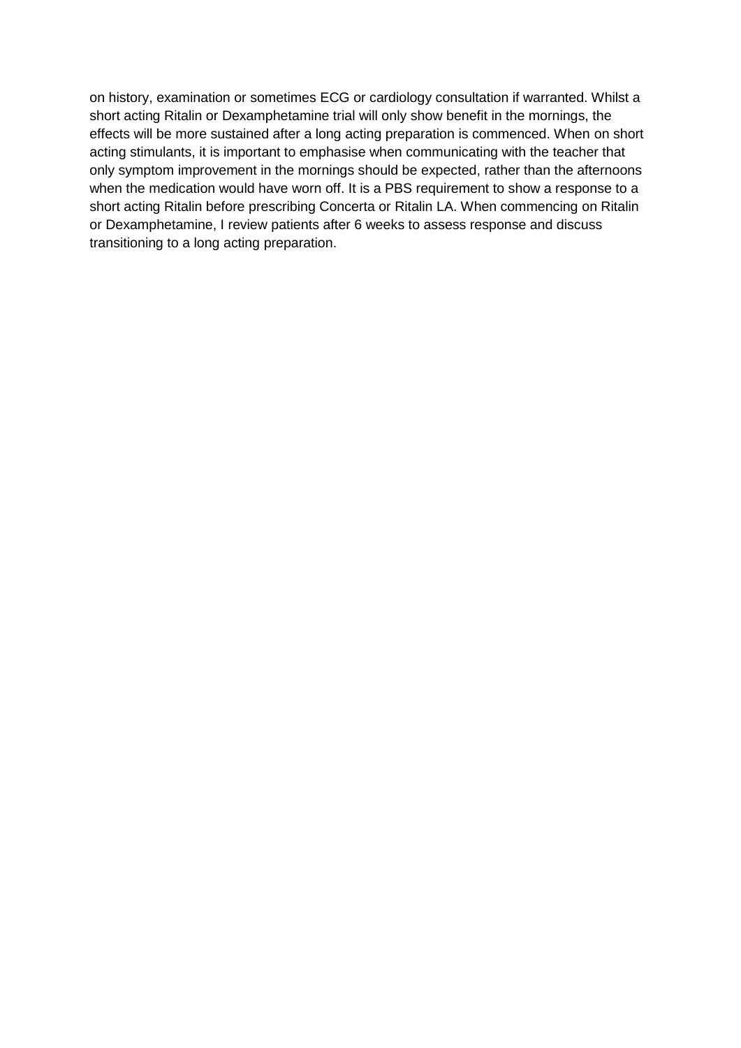on history, examination or sometimes ECG or cardiology consultation if warranted. Whilst a short acting Ritalin or Dexamphetamine trial will only show benefit in the mornings, the effects will be more sustained after a long acting preparation is commenced. When on short acting stimulants, it is important to emphasise when communicating with the teacher that only symptom improvement in the mornings should be expected, rather than the afternoons when the medication would have worn off. It is a PBS requirement to show a response to a short acting Ritalin before prescribing Concerta or Ritalin LA. When commencing on Ritalin or Dexamphetamine, I review patients after 6 weeks to assess response and discuss transitioning to a long acting preparation.